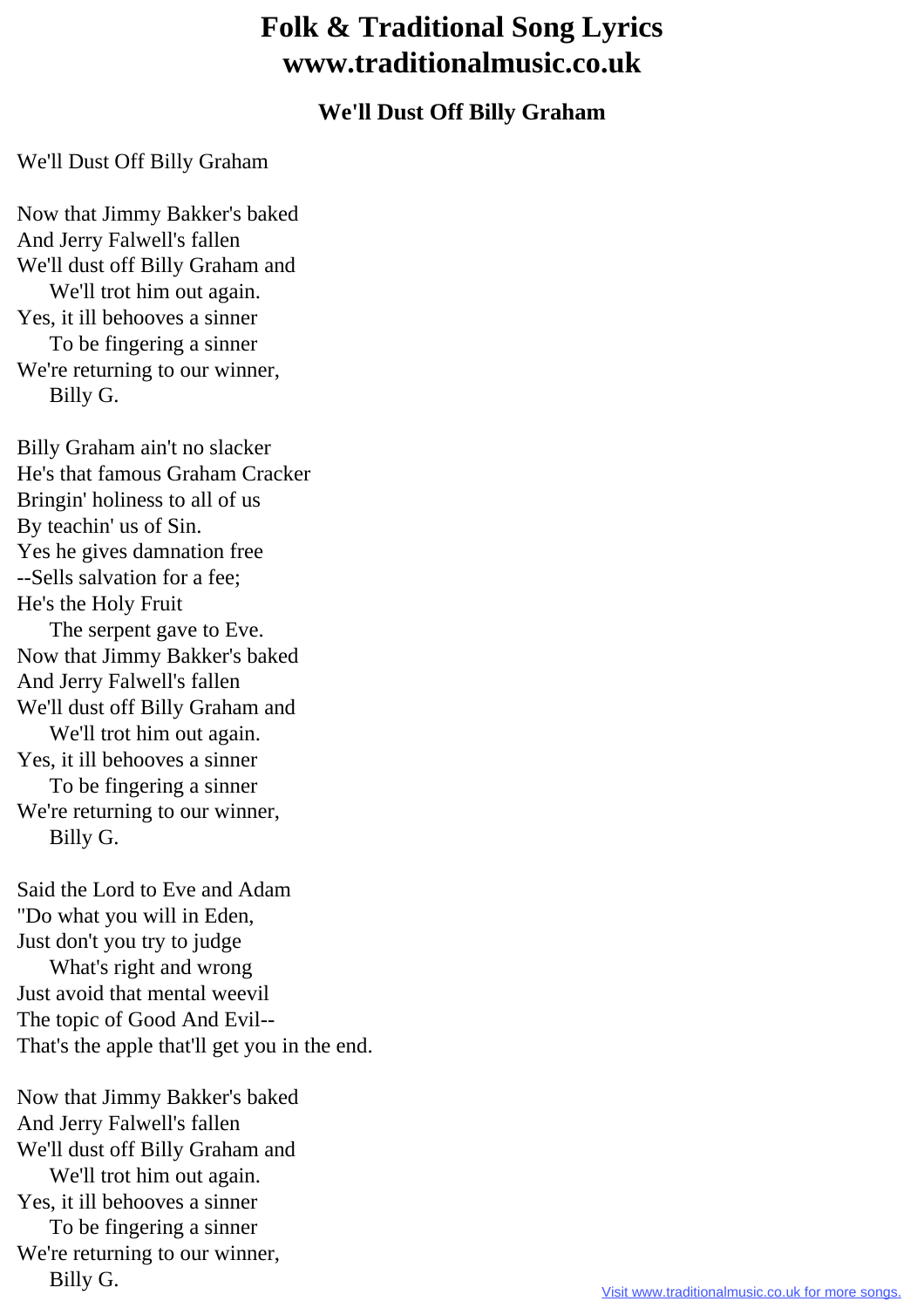# Folk & Traditional Song Lyrics www.traditionalmusic.co.uk

### We'll Dust Off Billy Graham

We'll Dust Off Billy Graham

Now that Jimmy Bakker's baked
And Jerry Falwell's fallen
We'll dust off Billy Graham and
    We'll trot him out again.
Yes, it ill behooves a sinner
    To be fingering a sinner
We're returning to our winner,
    Billy G.

Billy Graham ain't no slacker
He's that famous Graham Cracker
Bringin' holiness to all of us
By teachin' us of Sin.
Yes he gives damnation free
--Sells salvation for a fee;
He's the Holy Fruit
    The serpent gave to Eve.
Now that Jimmy Bakker's baked
And Jerry Falwell's fallen
We'll dust off Billy Graham and
    We'll trot him out again.
Yes, it ill behooves a sinner
    To be fingering a sinner
We're returning to our winner,
    Billy G.

Said the Lord to Eve and Adam
"Do what you will in Eden,
Just don't you try to judge
    What's right and wrong
Just avoid that mental weevil
The topic of Good And Evil--
That's the apple that'll get you in the end.

Now that Jimmy Bakker's baked
And Jerry Falwell's fallen
We'll dust off Billy Graham and
    We'll trot him out again.
Yes, it ill behooves a sinner
    To be fingering a sinner
We're returning to our winner,
    Billy G.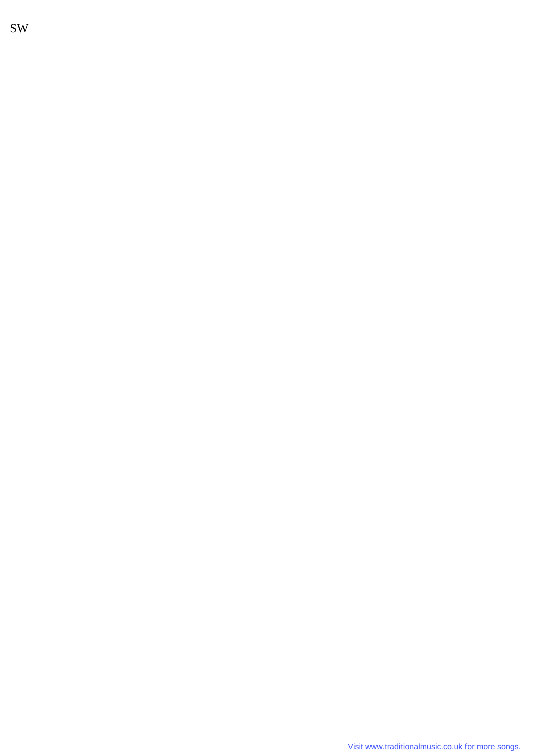SW